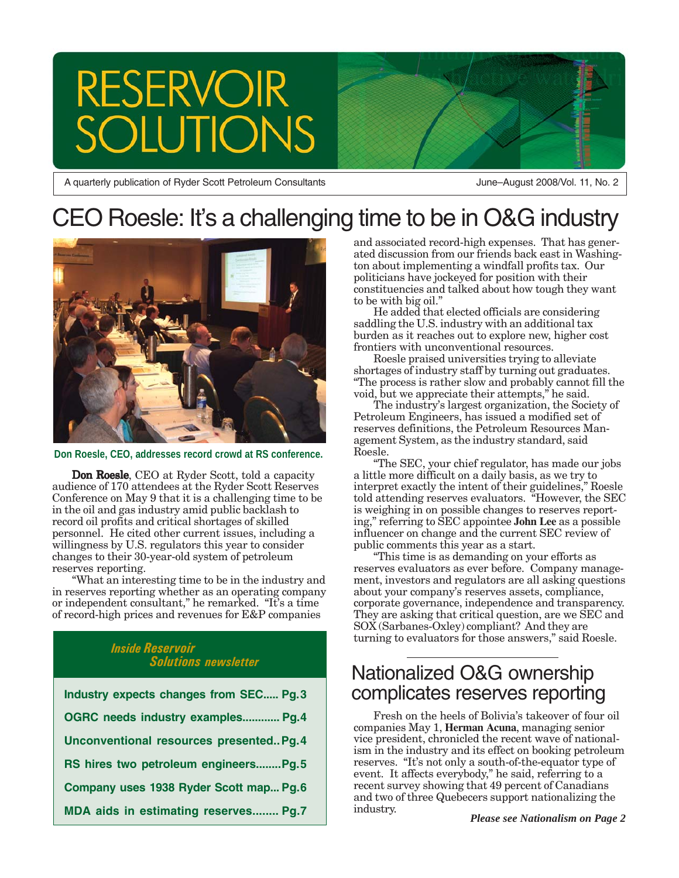# RESERVOIR SOLUTIONS

A quarterly publication of Ryder Scott Petroleum Consultants

June–August 2008/Vol. 11, No. 2

## CEO Roesle: It's a challenging time to be in O&G industry

Don Roesle, CEO, addresses record crowd at RS conference.

**Don Roesle**, CEO at Ryder Scott, told a capacity audience of 170 attendees at the Ryder Scott Reserves Conference on May 9 that it is a challenging time to be in the oil and gas industry amid public backlash to record oil profits and critical shortages of skilled personnel. He cited other current issues, including a willingness by U.S. regulators this year to consider changes to their 30-year-old system of petroleum reserves reporting.

"What an interesting time to be in the industry and in reserves reporting whether as an operating company or independent consultant," he remarked. "It's a time of record-high prices and revenues for E&P companies and associated record-high expenses. That has generated discussion from our friends back east in Washington about implementing a windfall profits tax. Our politicians have jockeyed for position with their constituencies and talked about how tough they want to be with big oil."

He added that elected officials are considering saddling the U.S. industry with an additional tax burden as it reaches out to explore new, higher cost frontiers with unconventional resources.

Roesle praised universities trying to alleviate shortages of industry staff by turning out graduates. "The process is rather slow and probably cannot fill the void, but we appreciate their attempts," he said.

The industry's largest organization, the Society of Petroleum Engineers, has issued a modified set of reserves definitions, the Petroleum Resources Management System, as the industry standard, said Roesle.

"The SEC, your chief regulator, has made our jobs a little more difficult on a daily basis, as we try to interpret exactly the intent of their guidelines," Roesle told attending reserves evaluators. "However, the SEC is weighing in on possible changes to reserves reporting," referring to SEC appointee **John Lee** as a possible influencer on change and the current SEC review of public comments this year as a start.

"This time is as demanding on your efforts as reserves evaluators as ever before. Company management, investors and regulators are all asking questions about your company's reserves assets, compliance, corporate governance, independence and transparency. They are asking that critical question, are we SEC and SOX (Sarbanes-Oxley) compliant? And they are turning to evaluators for those answers," said Roesle.

### *Inside Reservoir Solutions newsletter*

- Industry expects changes from SEC..... Pg. 3
- OGRC needs industry examples............ Pg. 4
- Unconventional resources presented.. Pg. 4
- RS hires two petroleum engineers........ Pg. 5
- Company uses 1938 Ryder Scott map... Pg. 6
- MDA aids in estimating reserves........ Pg. 7

## Nationalized O&G ownership complicates reserves reporting

Fresh on the heels of Bolivia's takeover of four oil companies May 1, **Herman Acuna**, managing senior vice president, chronicled the recent wave of nationalism in the industry and its effect on booking petroleum reserves. "It's not only a south-of-the-equator type of event. It affects everybody," he said, referring to a recent survey showing that 49 percent of Canadians and two of three Quebecers support nationalizing the industry.

***Please see Nationalism on Page 2***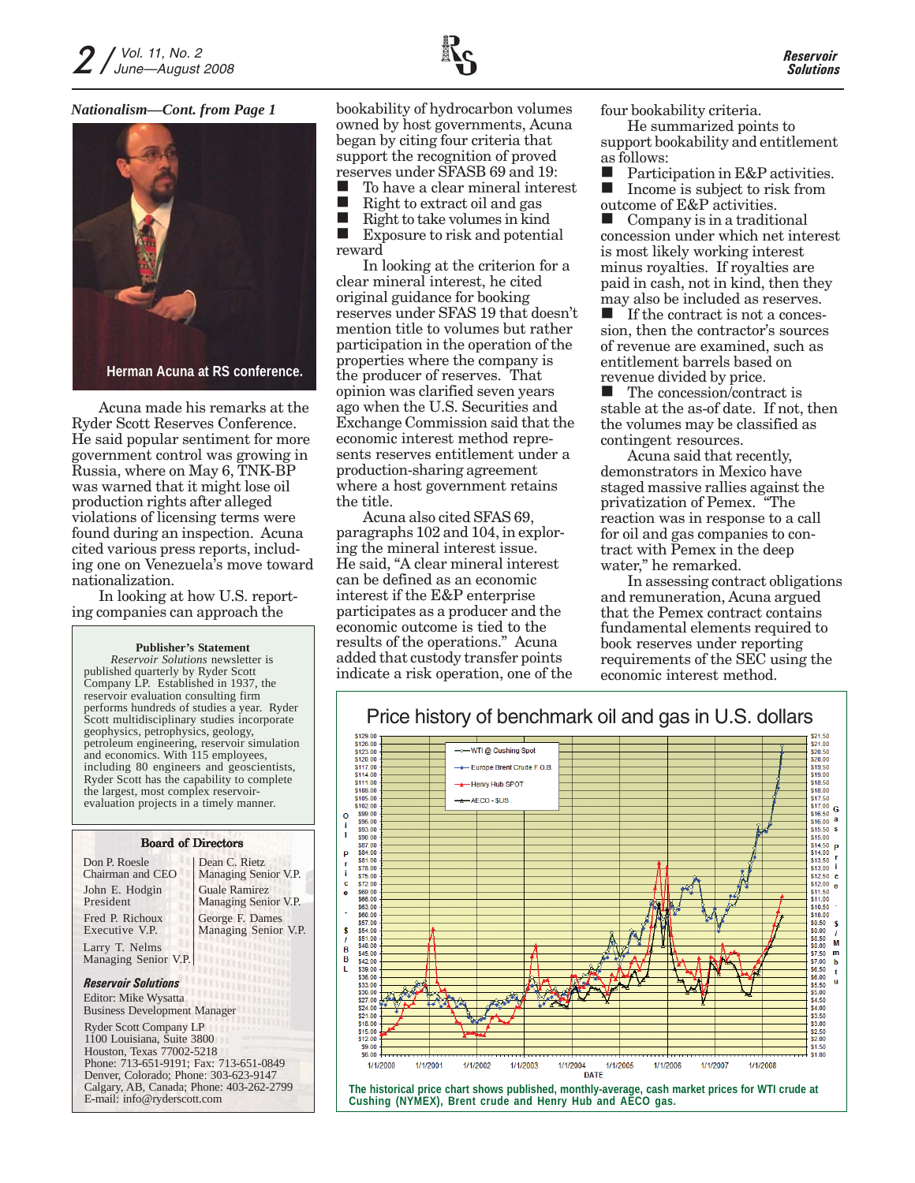*Nationalism—Cont. from Page 1*

Herman Acuna at RS conference.

Acuna made his remarks at the Ryder Scott Reserves Conference. He said popular sentiment for more government control was growing in Russia, where on May 6, TNK-BP was warned that it might lose oil production rights after alleged violations of licensing terms were found during an inspection. Acuna cited various press reports, including one on Venezuela's move toward nationalization.

In looking at how U.S. reporting companies can approach the bookability of hydrocarbon volumes owned by host governments, Acuna began by citing four criteria that support the recognition of proved reserves under SFASB 69 and 19:

- To have a clear mineral interest
- Right to extract oil and gas
- Right to take volumes in kind
- Exposure to risk and potential reward

In looking at the criterion for a clear mineral interest, he cited original guidance for booking reserves under SFAS 19 that doesn't mention title to volumes but rather participation in the operation of the properties where the company is the producer of reserves. That opinion was clarified seven years ago when the U.S. Securities and Exchange Commission said that the economic interest method represents reserves entitlement under a production-sharing agreement where a host government retains the title.

Acuna also cited SFAS 69, paragraphs 102 and 104, in exploring the mineral interest issue. He said, "A clear mineral interest can be defined as an economic interest if the E&P enterprise participates as a producer and the economic outcome is tied to the results of the operations." Acuna added that custody transfer points indicate a risk operation, one of the four bookability criteria.

He summarized points to support bookability and entitlement as follows:

- Participation in E&P activities.
- Income is subject to risk from outcome of E&P activities.
- Company is in a traditional concession under which net interest is most likely working interest minus royalties. If royalties are paid in cash, not in kind, then they may also be included as reserves.
- If the contract is not a concession, then the contractor's sources of revenue are examined, such as entitlement barrels based on revenue divided by price.
- The concession/contract is stable at the as-of date. If not, then the volumes may be classified as contingent resources.

Acuna said that recently, demonstrators in Mexico have staged massive rallies against the privatization of Pemex. "The reaction was in response to a call for oil and gas companies to contract with Pemex in the deep water," he remarked.

In assessing contract obligations and remuneration, Acuna argued that the Pemex contract contains fundamental elements required to book reserves under reporting requirements of the SEC using the economic interest method.

**Publisher's Statement**

*Reservoir Solutions* newsletter is published quarterly by Ryder Scott Company LP. Established in 1937, the reservoir evaluation consulting firm performs hundreds of studies a year. Ryder Scott multidisciplinary studies incorporate geophysics, petrophysics, geology, petroleum engineering, reservoir simulation and economics. With 115 employees, including 80 engineers and geoscientists, Ryder Scott has the capability to complete the largest, most complex reservoir-evaluation projects in a timely manner.

**Board of Directors**

| | |
|---|---|
| Don P. Roesle<br>Chairman and CEO | Dean C. Rietz<br>Managing Senior V.P. |
| John E. Hodgin<br>President | Guale Ramirez<br>Managing Senior V.P. |
| Fred P. Richoux<br>Executive V.P. | George F. Dames<br>Managing Senior V.P. |
| Larry T. Nelms<br>Managing Senior V.P. | |

***Reservoir Solutions***

Editor: Mike Wysatta
Business Development Manager

Ryder Scott Company LP
1100 Louisiana, Suite 3800
Houston, Texas 77002-5218
Phone: 713-651-9191; Fax: 713-651-0849
Denver, Colorado; Phone: 303-623-9147
Calgary, AB, Canada; Phone: 403-262-2799
E-mail: info@ryderscott.com

**Price history of benchmark oil and gas in U.S. dollars**

The historical price chart shows published, monthly-average, cash market prices for WTI crude at Cushing (NYMEX), Brent crude and Henry Hub and AECO gas.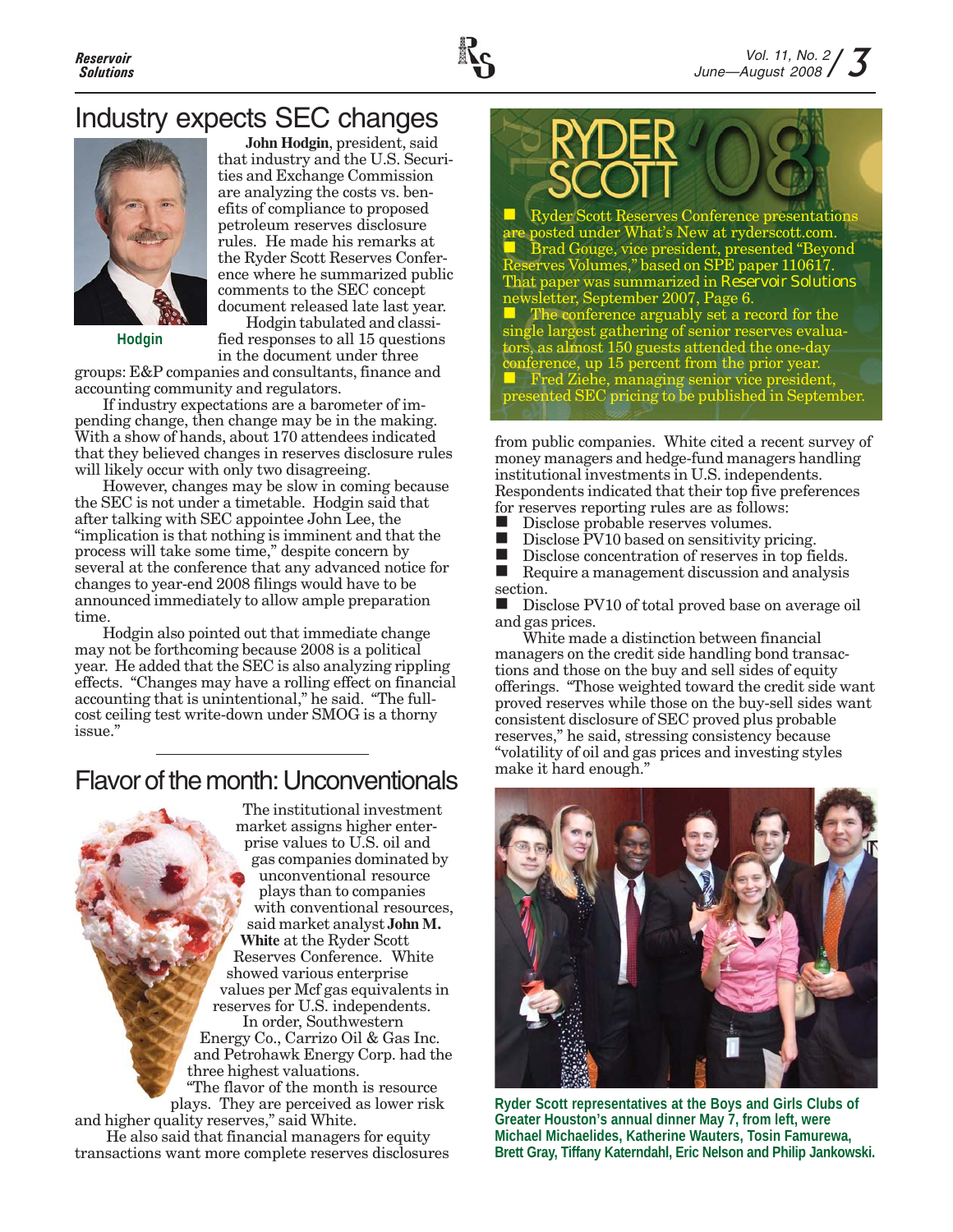# Industry expects SEC changes

Hodgin

**John Hodgin**, president, said that industry and the U.S. Securities and Exchange Commission are analyzing the costs vs. benefits of compliance to proposed petroleum reserves disclosure rules. He made his remarks at the Ryder Scott Reserves Conference where he summarized public comments to the SEC concept document released late last year.

Hodgin tabulated and classified responses to all 15 questions in the document under three groups: E&P companies and consultants, finance and accounting community and regulators.

If industry expectations are a barometer of impending change, then change may be in the making. With a show of hands, about 170 attendees indicated that they believed changes in reserves disclosure rules will likely occur with only two disagreeing.

However, changes may be slow in coming because the SEC is not under a timetable. Hodgin said that after talking with SEC appointee John Lee, the "implication is that nothing is imminent and that the process will take some time," despite concern by several at the conference that any advanced notice for changes to year-end 2008 filings would have to be announced immediately to allow ample preparation time.

Hodgin also pointed out that immediate change may not be forthcoming because 2008 is a political year. He added that the SEC is also analyzing rippling effects. "Changes may have a rolling effect on financial accounting that is unintentional," he said. "The full-cost ceiling test write-down under SMOG is a thorny issue."

# Flavor of the month: Unconventionals

The institutional investment market assigns higher enterprise values to U.S. oil and gas companies dominated by unconventional resource plays than to companies with conventional resources, said market analyst **John M. White** at the Ryder Scott Reserves Conference. White showed various enterprise values per Mcf gas equivalents in reserves for U.S. independents. In order, Southwestern Energy Co., Carrizo Oil & Gas Inc. and Petrohawk Energy Corp. had the three highest valuations.

"The flavor of the month is resource plays. They are perceived as lower risk and higher quality reserves," said White.

He also said that financial managers for equity transactions want more complete reserves disclosures from public companies. White cited a recent survey of money managers and hedge-fund managers handling institutional investments in U.S. independents. Respondents indicated that their top five preferences for reserves reporting rules are as follows:

- Disclose probable reserves volumes.
- Disclose PV10 based on sensitivity pricing.
- Disclose concentration of reserves in top fields.
- Require a management discussion and analysis section.
- Disclose PV10 of total proved base on average oil and gas prices.

White made a distinction between financial managers on the credit side handling bond transactions and those on the buy and sell sides of equity offerings. "Those weighted toward the credit side want proved reserves while those on the buy-sell sides want consistent disclosure of SEC proved plus probable reserves," he said, stressing consistency because "volatility of oil and gas prices and investing styles make it hard enough."

## RYDER SCOTT '08

- Ryder Scott Reserves Conference presentations are posted under What's New at ryderscott.com.
- Brad Gouge, vice president, presented "Beyond Reserves Volumes," based on SPE paper 110617. That paper was summarized in *Reservoir Solutions* newsletter, September 2007, Page 6.
- The conference arguably set a record for the single largest gathering of senior reserves evaluators, as almost 150 guests attended the one-day conference, up 15 percent from the prior year.
- Fred Ziehe, managing senior vice president, presented SEC pricing to be published in September.

**Ryder Scott representatives at the Boys and Girls Clubs of Greater Houston's annual dinner May 7, from left, were Michael Michaelides, Katherine Wauters, Tosin Famurewa, Brett Gray, Tiffany Katerndahl, Eric Nelson and Philip Jankowski.**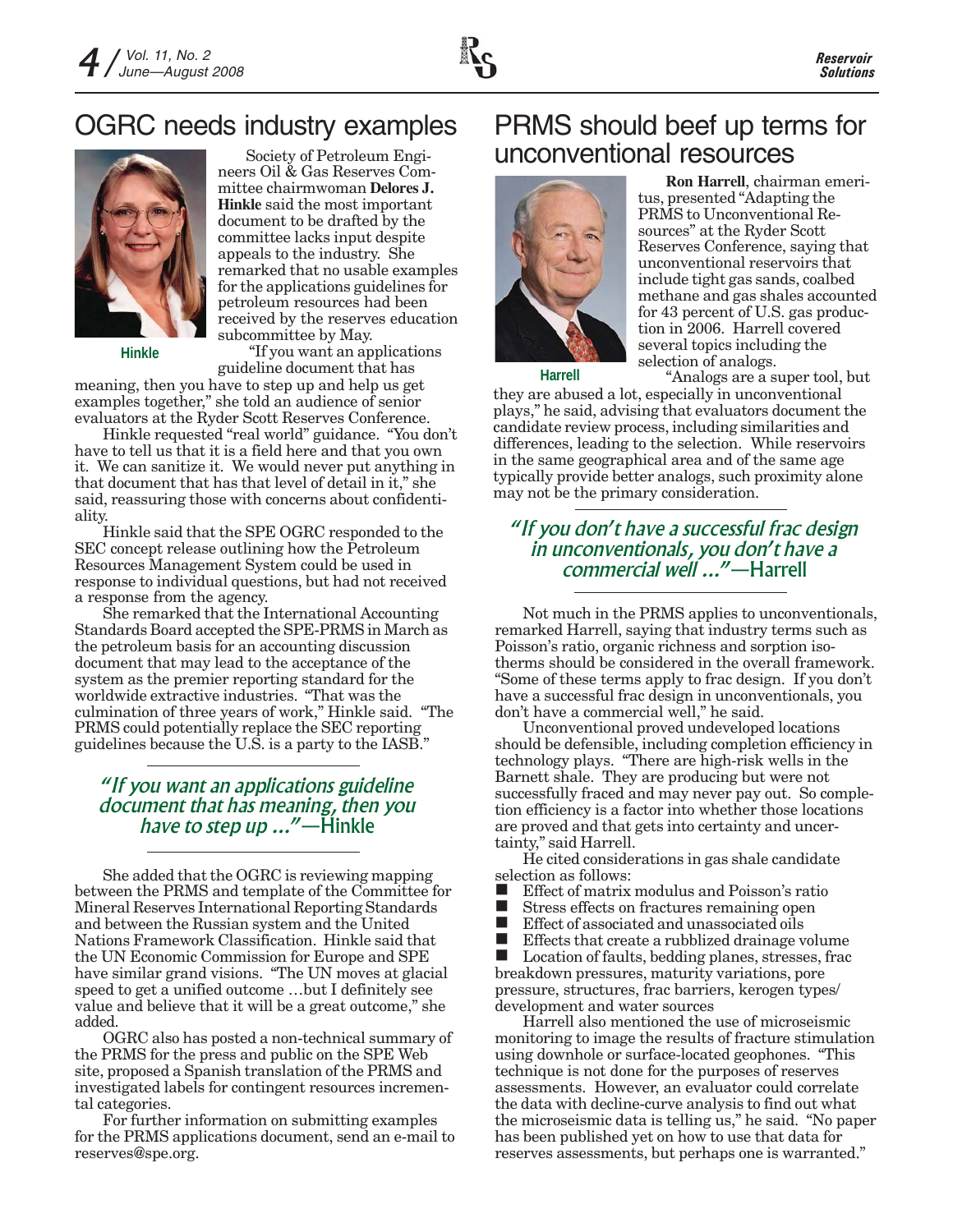# OGRC needs industry examples

Hinkle

Society of Petroleum Engineers Oil & Gas Reserves Committee chairmwoman **Delores J. Hinkle** said the most important document to be drafted by the committee lacks input despite appeals to the industry. She remarked that no usable examples for the applications guidelines for petroleum resources had been received by the reserves education subcommittee by May.

"If you want an applications guideline document that has meaning, then you have to step up and help us get examples together," she told an audience of senior evaluators at the Ryder Scott Reserves Conference.

Hinkle requested "real world" guidance. "You don't have to tell us that it is a field here and that you own it. We can sanitize it. We would never put anything in that document that has that level of detail in it," she said, reassuring those with concerns about confidentiality.

Hinkle said that the SPE OGRC responded to the SEC concept release outlining how the Petroleum Resources Management System could be used in response to individual questions, but had not received a response from the agency.

She remarked that the International Accounting Standards Board accepted the SPE-PRMS in March as the petroleum basis for an accounting discussion document that may lead to the acceptance of the system as the premier reporting standard for the worldwide extractive industries. "That was the culmination of three years of work," Hinkle said. "The PRMS could potentially replace the SEC reporting guidelines because the U.S. is a party to the IASB."

> *"If you want an applications guideline document that has meaning, then you have to step up ..."*—Hinkle

She added that the OGRC is reviewing mapping between the PRMS and template of the Committee for Mineral Reserves International Reporting Standards and between the Russian system and the United Nations Framework Classification. Hinkle said that the UN Economic Commission for Europe and SPE have similar grand visions. "The UN moves at glacial speed to get a unified outcome …but I definitely see value and believe that it will be a great outcome," she added.

OGRC also has posted a non-technical summary of the PRMS for the press and public on the SPE Web site, proposed a Spanish translation of the PRMS and investigated labels for contingent resources incremental categories.

For further information on submitting examples for the PRMS applications document, send an e-mail to reserves@spe.org.

# PRMS should beef up terms for unconventional resources

Harrell

**Ron Harrell**, chairman emeritus, presented "Adapting the PRMS to Unconventional Resources" at the Ryder Scott Reserves Conference, saying that unconventional reservoirs that include tight gas sands, coalbed methane and gas shales accounted for 43 percent of U.S. gas production in 2006. Harrell covered several topics including the selection of analogs.

"Analogs are a super tool, but they are abused a lot, especially in unconventional plays," he said, advising that evaluators document the candidate review process, including similarities and differences, leading to the selection. While reservoirs in the same geographical area and of the same age typically provide better analogs, such proximity alone may not be the primary consideration.

> *"If you don't have a successful frac design in unconventionals, you don't have a commercial well ..."*—Harrell

Not much in the PRMS applies to unconventionals, remarked Harrell, saying that industry terms such as Poisson's ratio, organic richness and sorption isotherms should be considered in the overall framework. "Some of these terms apply to frac design. If you don't have a successful frac design in unconventionals, you don't have a commercial well," he said.

Unconventional proved undeveloped locations should be defensible, including completion efficiency in technology plays. "There are high-risk wells in the Barnett shale. They are producing but were not successfully fraced and may never pay out. So completion efficiency is a factor into whether those locations are proved and that gets into certainty and uncertainty," said Harrell.

He cited considerations in gas shale candidate selection as follows:

- Effect of matrix modulus and Poisson's ratio
- Stress effects on fractures remaining open
- Effect of associated and unassociated oils
- Effects that create a rubblized drainage volume
- Location of faults, bedding planes, stresses, frac breakdown pressures, maturity variations, pore pressure, structures, frac barriers, kerogen types/development and water sources

Harrell also mentioned the use of microseismic monitoring to image the results of fracture stimulation using downhole or surface-located geophones. "This technique is not done for the purposes of reserves assessments. However, an evaluator could correlate the data with decline-curve analysis to find out what the microseismic data is telling us," he said. "No paper has been published yet on how to use that data for reserves assessments, but perhaps one is warranted."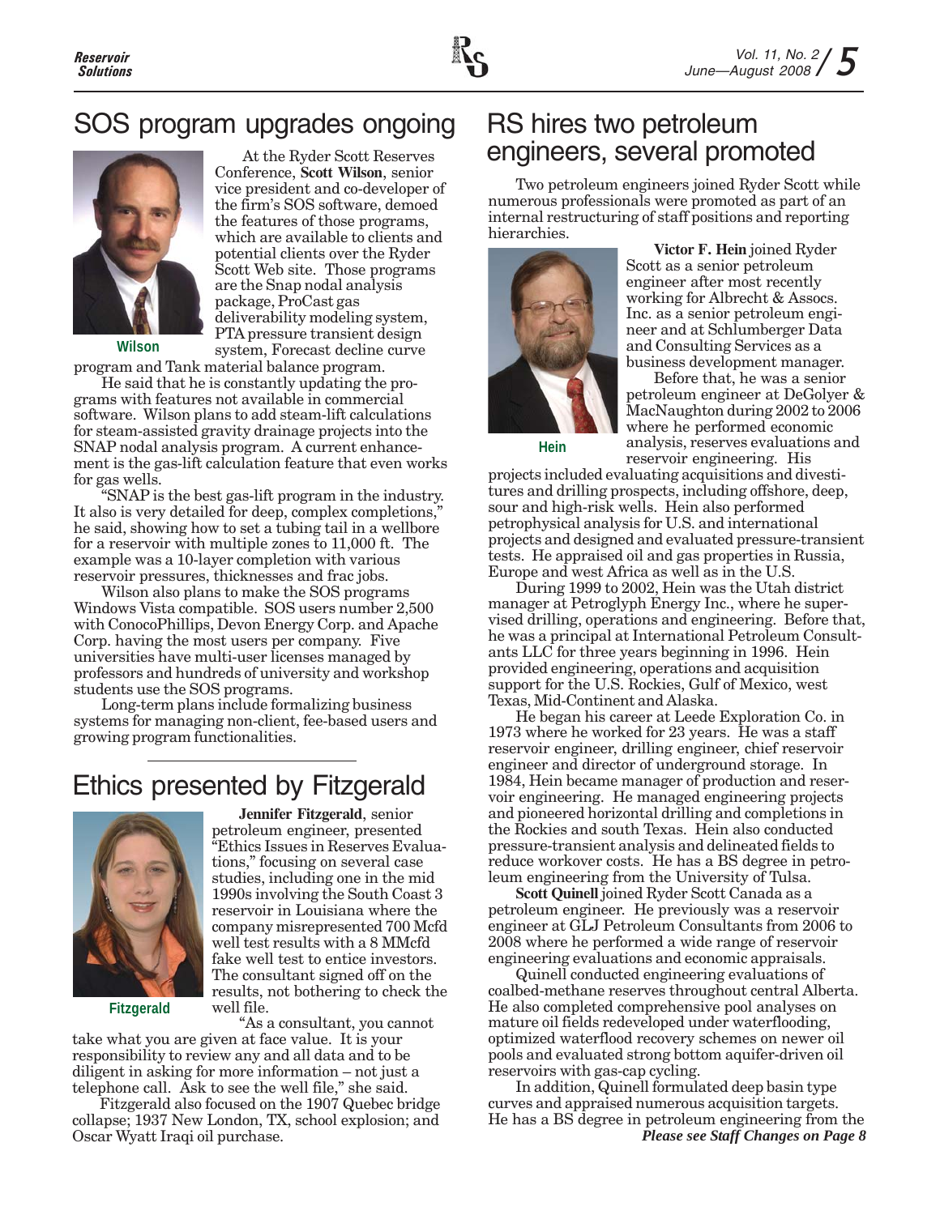## SOS program upgrades ongoing

Wilson

At the Ryder Scott Reserves Conference, **Scott Wilson**, senior vice president and co-developer of the firm's SOS software, demoed the features of those programs, which are available to clients and potential clients over the Ryder Scott Web site. Those programs are the Snap nodal analysis package, ProCast gas deliverability modeling system, PTA pressure transient design system, Forecast decline curve program and Tank material balance program.

He said that he is constantly updating the programs with features not available in commercial software. Wilson plans to add steam-lift calculations for steam-assisted gravity drainage projects into the SNAP nodal analysis program. A current enhancement is the gas-lift calculation feature that even works for gas wells.

"SNAP is the best gas-lift program in the industry. It also is very detailed for deep, complex completions," he said, showing how to set a tubing tail in a wellbore for a reservoir with multiple zones to 11,000 ft. The example was a 10-layer completion with various reservoir pressures, thicknesses and frac jobs.

Wilson also plans to make the SOS programs Windows Vista compatible. SOS users number 2,500 with ConocoPhillips, Devon Energy Corp. and Apache Corp. having the most users per company. Five universities have multi-user licenses managed by professors and hundreds of university and workshop students use the SOS programs.

Long-term plans include formalizing business systems for managing non-client, fee-based users and growing program functionalities.

## Ethics presented by Fitzgerald

Fitzgerald

**Jennifer Fitzgerald**, senior petroleum engineer, presented "Ethics Issues in Reserves Evaluations," focusing on several case studies, including one in the mid 1990s involving the South Coast 3 reservoir in Louisiana where the company misrepresented 700 Mcfd well test results with a 8 MMcfd fake well test to entice investors. The consultant signed off on the results, not bothering to check the well file.

"As a consultant, you cannot take what you are given at face value. It is your responsibility to review any and all data and to be diligent in asking for more information – not just a telephone call. Ask to see the well file," she said.

Fitzgerald also focused on the 1907 Quebec bridge collapse; 1937 New London, TX, school explosion; and Oscar Wyatt Iraqi oil purchase.

## RS hires two petroleum engineers, several promoted

Two petroleum engineers joined Ryder Scott while numerous professionals were promoted as part of an internal restructuring of staff positions and reporting hierarchies.

Hein

**Victor F. Hein** joined Ryder Scott as a senior petroleum engineer after most recently working for Albrecht & Assocs. Inc. as a senior petroleum engineer and at Schlumberger Data and Consulting Services as a business development manager.

Before that, he was a senior petroleum engineer at DeGolyer & MacNaughton during 2002 to 2006 where he performed economic analysis, reserves evaluations and reservoir engineering. His projects included evaluating acquisitions and divestitures and drilling prospects, including offshore, deep, sour and high-risk wells. Hein also performed petrophysical analysis for U.S. and international projects and designed and evaluated pressure-transient tests. He appraised oil and gas properties in Russia, Europe and west Africa as well as in the U.S.

During 1999 to 2002, Hein was the Utah district manager at Petroglyph Energy Inc., where he supervised drilling, operations and engineering. Before that, he was a principal at International Petroleum Consultants LLC for three years beginning in 1996. Hein provided engineering, operations and acquisition support for the U.S. Rockies, Gulf of Mexico, west Texas, Mid-Continent and Alaska.

He began his career at Leede Exploration Co. in 1973 where he worked for 23 years. He was a staff reservoir engineer, drilling engineer, chief reservoir engineer and director of underground storage. In 1984, Hein became manager of production and reservoir engineering. He managed engineering projects and pioneered horizontal drilling and completions in the Rockies and south Texas. Hein also conducted pressure-transient analysis and delineated fields to reduce workover costs. He has a BS degree in petroleum engineering from the University of Tulsa.

**Scott Quinell** joined Ryder Scott Canada as a petroleum engineer. He previously was a reservoir engineer at GLJ Petroleum Consultants from 2006 to 2008 where he performed a wide range of reservoir engineering evaluations and economic appraisals.

Quinell conducted engineering evaluations of coalbed-methane reserves throughout central Alberta. He also completed comprehensive pool analyses on mature oil fields redeveloped under waterflooding, optimized waterflood recovery schemes on newer oil pools and evaluated strong bottom aquifer-driven oil reservoirs with gas-cap cycling.

In addition, Quinell formulated deep basin type curves and appraised numerous acquisition targets. He has a BS degree in petroleum engineering from the

***Please see Staff Changes on Page 8***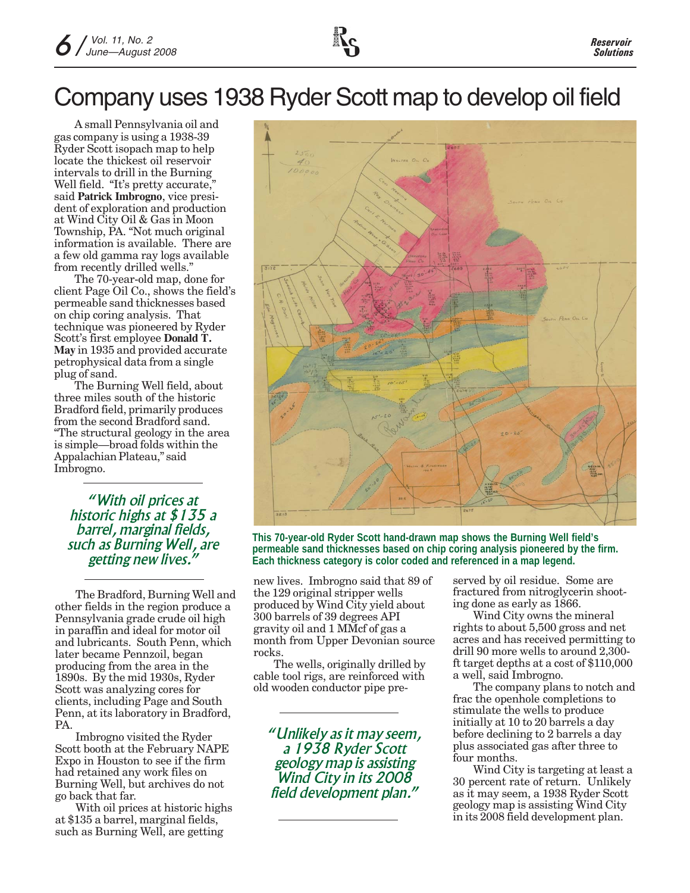# Company uses 1938 Ryder Scott map to develop oil field

A small Pennsylvania oil and gas company is using a 1938-39 Ryder Scott isopach map to help locate the thickest oil reservoir intervals to drill in the Burning Well field. "It's pretty accurate," said **Patrick Imbrogno**, vice president of exploration and production at Wind City Oil & Gas in Moon Township, PA. "Not much original information is available. There are a few old gamma ray logs available from recently drilled wells."

The 70-year-old map, done for client Page Oil Co., shows the field's permeable sand thicknesses based on chip coring analysis. That technique was pioneered by Ryder Scott's first employee **Donald T. May** in 1935 and provided accurate petrophysical data from a single plug of sand.

The Burning Well field, about three miles south of the historic Bradford field, primarily produces from the second Bradford sand. "The structural geology in the area is simple—broad folds within the Appalachian Plateau," said Imbrogno.

> *"With oil prices at historic highs at $135 a barrel, marginal fields, such as Burning Well, are getting new lives."*

The Bradford, Burning Well and other fields in the region produce a Pennsylvania grade crude oil high in paraffin and ideal for motor oil and lubricants. South Penn, which later became Pennzoil, began producing from the area in the 1890s. By the mid 1930s, Ryder Scott was analyzing cores for clients, including Page and South Penn, at its laboratory in Bradford, PA.

Imbrogno visited the Ryder Scott booth at the February NAPE Expo in Houston to see if the firm had retained any work files on Burning Well, but archives do not go back that far.

With oil prices at historic highs at $135 a barrel, marginal fields, such as Burning Well, are getting new lives. Imbrogno said that 89 of the 129 original stripper wells produced by Wind City yield about 300 barrels of 39 degrees API gravity oil and 1 MMcf of gas a month from Upper Devonian source rocks.

The wells, originally drilled by cable tool rigs, are reinforced with old wooden conductor pipe preserved by oil residue. Some are fractured from nitroglycerin shooting done as early as 1866.

Wind City owns the mineral rights to about 5,500 gross and net acres and has received permitting to drill 90 more wells to around 2,300-ft target depths at a cost of $110,000 a well, said Imbrogno.

The company plans to notch and frac the openhole completions to stimulate the wells to produce initially at 10 to 20 barrels a day before declining to 2 barrels a day plus associated gas after three to four months.

Wind City is targeting at least a 30 percent rate of return. Unlikely as it may seem, a 1938 Ryder Scott geology map is assisting Wind City in its 2008 field development plan.

> *"Unlikely as it may seem, a 1938 Ryder Scott geology map is assisting Wind City in its 2008 field development plan."*

**This 70-year-old Ryder Scott hand-drawn map shows the Burning Well field's permeable sand thicknesses based on chip coring analysis pioneered by the firm. Each thickness category is color coded and referenced in a map legend.**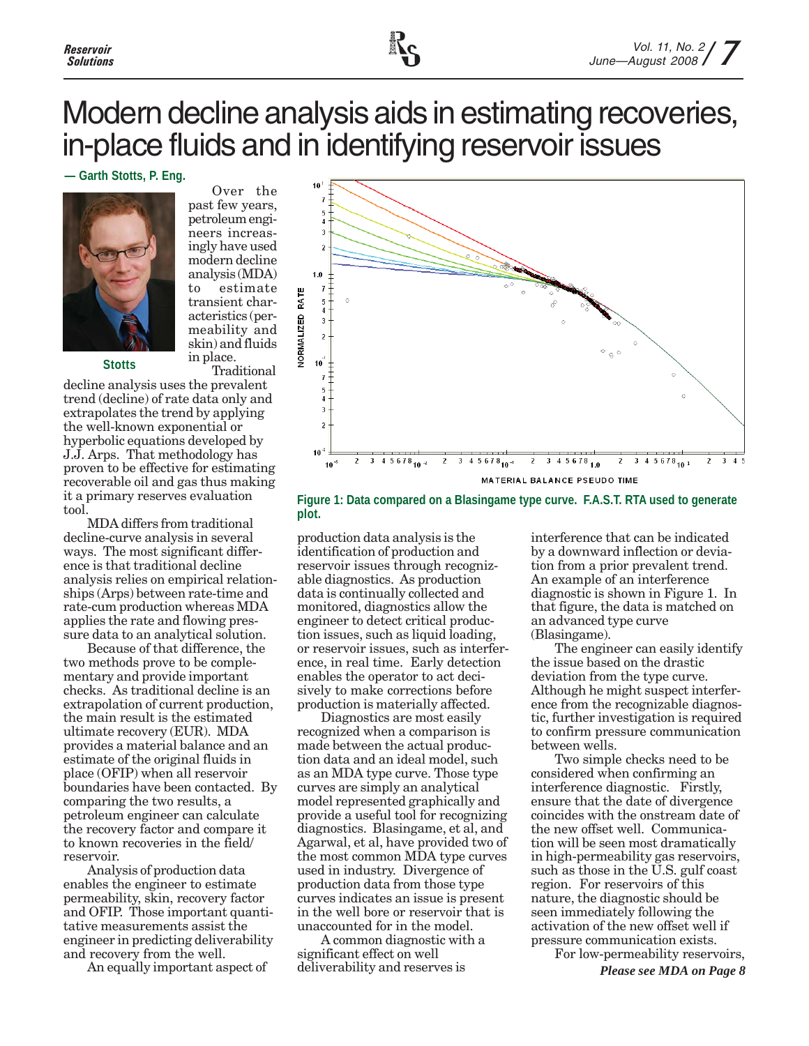# Modern decline analysis aids in estimating recoveries, in-place fluids and in identifying reservoir issues

**— Garth Stotts, P. Eng.**

Stotts

Over the past few years, petroleum engineers increasingly have used modern decline analysis (MDA) to estimate transient characteristics (permeability and skin) and fluids in place.

Traditional decline analysis uses the prevalent trend (decline) of rate data only and extrapolates the trend by applying the well-known exponential or hyperbolic equations developed by J.J. Arps. That methodology has proven to be effective for estimating recoverable oil and gas thus making it a primary reserves evaluation tool.

MDA differs from traditional decline-curve analysis in several ways. The most significant difference is that traditional decline analysis relies on empirical relationships (Arps) between rate-time and rate-cum production whereas MDA applies the rate and flowing pressure data to an analytical solution.

Because of that difference, the two methods prove to be complementary and provide important checks. As traditional decline is an extrapolation of current production, the main result is the estimated ultimate recovery (EUR). MDA provides a material balance and an estimate of the original fluids in place (OFIP) when all reservoir boundaries have been contacted. By comparing the two results, a petroleum engineer can calculate the recovery factor and compare it to known recoveries in the field/reservoir.

Analysis of production data enables the engineer to estimate permeability, skin, recovery factor and OFIP. Those important quantitative measurements assist the engineer in predicting deliverability and recovery from the well.

An equally important aspect of production data analysis is the identification of production and reservoir issues through recognizable diagnostics. As production data is continually collected and monitored, diagnostics allow the engineer to detect critical production issues, such as liquid loading, or reservoir issues, such as interference, in real time. Early detection enables the operator to act decisively to make corrections before production is materially affected.

Diagnostics are most easily recognized when a comparison is made between the actual production data and an ideal model, such as an MDA type curve. Those type curves are simply an analytical model represented graphically and provide a useful tool for recognizing diagnostics. Blasingame, et al, and Agarwal, et al, have provided two of the most common MDA type curves used in industry. Divergence of production data from those type curves indicates an issue is present in the well bore or reservoir that is unaccounted for in the model.

A common diagnostic with a significant effect on well deliverability and reserves is interference that can be indicated by a downward inflection or deviation from a prior prevalent trend. An example of an interference diagnostic is shown in Figure 1. In that figure, the data is matched on an advanced type curve (Blasingame).

**Figure 1: Data compared on a Blasingame type curve. F.A.S.T. RTA used to generate plot.**

The engineer can easily identify the issue based on the drastic deviation from the type curve. Although he might suspect interference from the recognizable diagnostic, further investigation is required to confirm pressure communication between wells.

Two simple checks need to be considered when confirming an interference diagnostic. Firstly, ensure that the date of divergence coincides with the onstream date of the new offset well. Communication will be seen most dramatically in high-permeability gas reservoirs, such as those in the U.S. gulf coast region. For reservoirs of this nature, the diagnostic should be seen immediately following the activation of the new offset well if pressure communication exists.

For low-permeability reservoirs,

***Please see MDA on Page 8***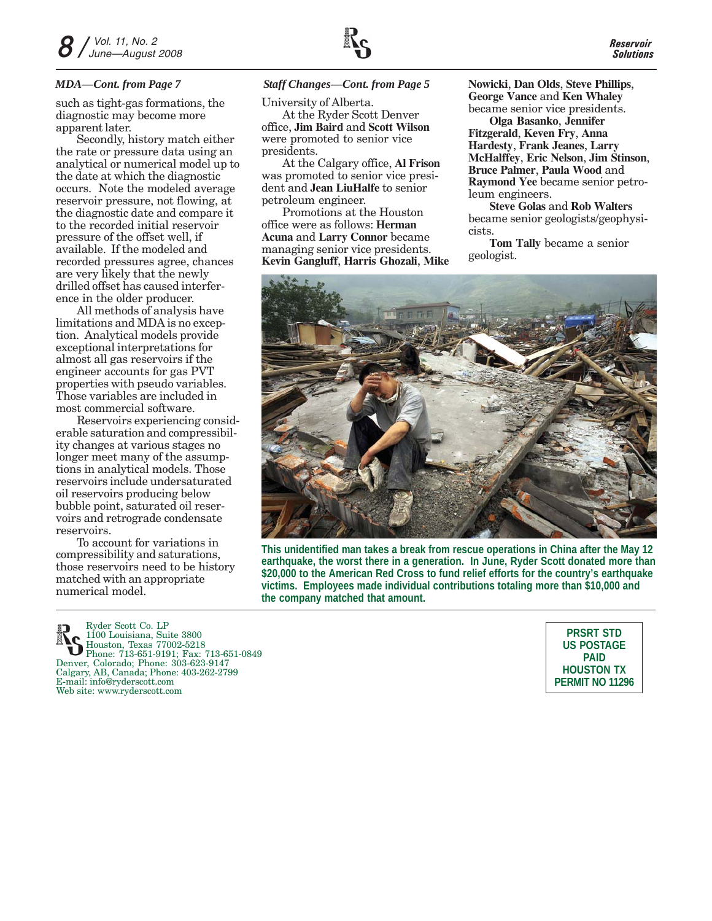*MDA—Cont. from Page 7*

such as tight-gas formations, the diagnostic may become more apparent later.

Secondly, history match either the rate or pressure data using an analytical or numerical model up to the date at which the diagnostic occurs. Note the modeled average reservoir pressure, not flowing, at the diagnostic date and compare it to the recorded initial reservoir pressure of the offset well, if available. If the modeled and recorded pressures agree, chances are very likely that the newly drilled offset has caused interference in the older producer.

All methods of analysis have limitations and MDA is no exception. Analytical models provide exceptional interpretations for almost all gas reservoirs if the engineer accounts for gas PVT properties with pseudo variables. Those variables are included in most commercial software.

Reservoirs experiencing considerable saturation and compressibility changes at various stages no longer meet many of the assumptions in analytical models. Those reservoirs include undersaturated oil reservoirs producing below bubble point, saturated oil reservoirs and retrograde condensate reservoirs.

To account for variations in compressibility and saturations, those reservoirs need to be history matched with an appropriate numerical model.

*Staff Changes—Cont. from Page 5*

University of Alberta.

At the Ryder Scott Denver office, **Jim Baird** and **Scott Wilson** were promoted to senior vice presidents.

At the Calgary office, **Al Frison** was promoted to senior vice president and **Jean LiuHalfe** to senior petroleum engineer.

Promotions at the Houston office were as follows: **Herman Acuna** and **Larry Connor** became managing senior vice presidents. **Kevin Gangluff**, **Harris Ghozali**, **Mike Nowicki**, **Dan Olds**, **Steve Phillips**, **George Vance** and **Ken Whaley** became senior vice presidents.

**Olga Basanko**, **Jennifer Fitzgerald**, **Keven Fry**, **Anna Hardesty**, **Frank Jeanes**, **Larry McHalffey**, **Eric Nelson**, **Jim Stinson**, **Bruce Palmer**, **Paula Wood** and **Raymond Yee** became senior petroleum engineers.

**Steve Golas** and **Rob Walters** became senior geologists/geophysicists.

**Tom Tally** became a senior geologist.

**This unidentified man takes a break from rescue operations in China after the May 12 earthquake, the worst there in a generation. In June, Ryder Scott donated more than $20,000 to the American Red Cross to fund relief efforts for the country's earthquake victims. Employees made individual contributions totaling more than $10,000 and the company matched that amount.**

Ryder Scott Co. LP
1100 Louisiana, Suite 3800
Houston, Texas 77002-5218
Phone: 713-651-9191; Fax: 713-651-0849
Denver, Colorado; Phone: 303-623-9147
Calgary, AB, Canada; Phone: 403-262-2799
E-mail: info@ryderscott.com
Web site: www.ryderscott.com

PRSRT STD
US POSTAGE
PAID
HOUSTON TX
PERMIT NO 11296